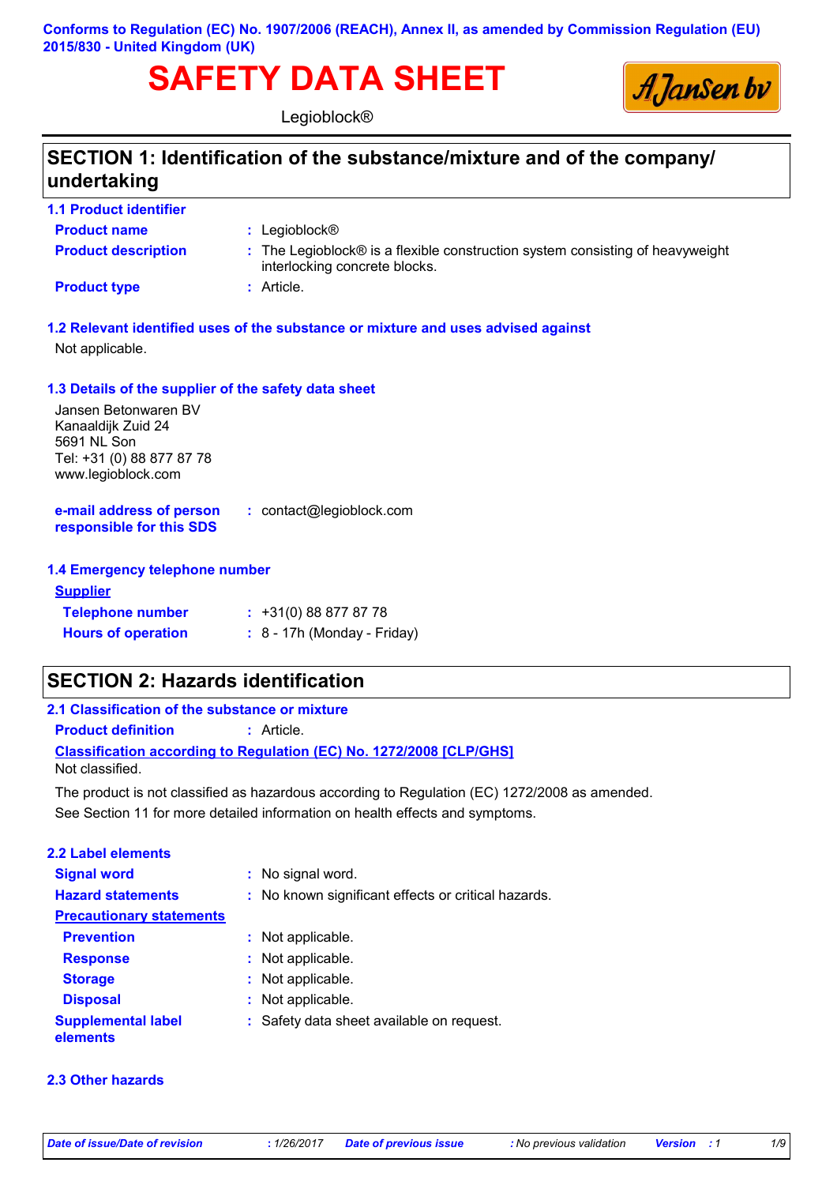**Conforms to Regulation (EC) No. 1907/2006 (REACH), Annex II, as amended by Commission Regulation (EU) 2015/830 - United Kingdom (UK)**

# SAFETY DATA SHEET

Legioblock®

## SECTION 1: Identification of the substance/mixture and of the company/ undertaking

### 1.1 Product identifier

**Product name** : Legioblock®

**Product description** : The Legioblock® is a flexible construction system consisting of heavyweight interlocking concrete blocks.

**Product type** : Article.

### 1.2 Relevant identified uses of the substance or mixture and uses advised against

Not applicable.

### 1.3 Details of the supplier of the safety data sheet

Jansen Betonwaren BV
Kanaaldijk Zuid 24
5691 NL Son
Tel: +31 (0) 88 877 87 78
www.legioblock.com

**e-mail address of person responsible for this SDS** : contact@legioblock.com

### 1.4 Emergency telephone number

**Supplier**

**Telephone number** : +31(0) 88 877 87 78

**Hours of operation** : 8 - 17h (Monday - Friday)

## SECTION 2: Hazards identification

### 2.1 Classification of the substance or mixture

**Product definition** : Article.

**Classification according to Regulation (EC) No. 1272/2008 [CLP/GHS]**

Not classified.

The product is not classified as hazardous according to Regulation (EC) 1272/2008 as amended.

See Section 11 for more detailed information on health effects and symptoms.

### 2.2 Label elements

**Signal word** : No signal word.

**Hazard statements** : No known significant effects or critical hazards.

**Precautionary statements**

**Prevention** : Not applicable.

**Response** : Not applicable.

**Storage** : Not applicable.

**Disposal** : Not applicable.

**Supplemental label elements** : Safety data sheet available on request.

### 2.3 Other hazards

*Date of issue/Date of revision* : 1/26/2017 *Date of previous issue* : No previous validation *Version* : 1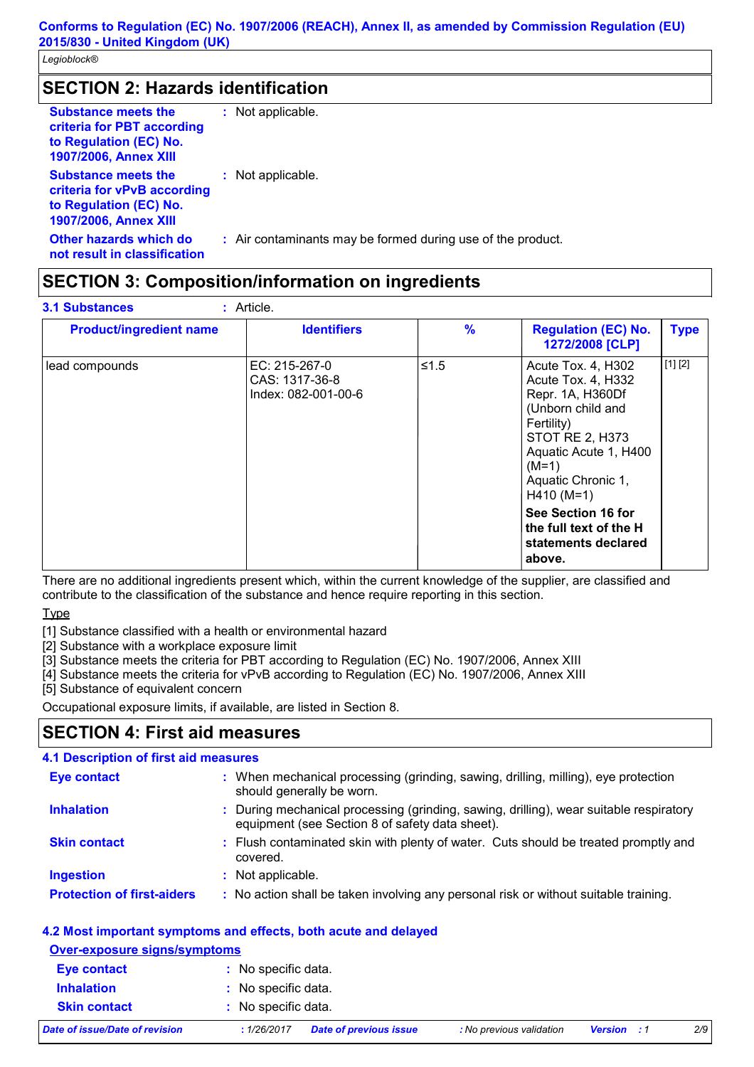## SECTION 2: Hazards identification

**Substance meets the criteria for PBT according to Regulation (EC) No. 1907/2006, Annex XIII** : Not applicable.

**Substance meets the criteria for vPvB according to Regulation (EC) No. 1907/2006, Annex XIII** : Not applicable.

**Other hazards which do not result in classification** : Air contaminants may be formed during use of the product.

## SECTION 3: Composition/information on ingredients

**3.1 Substances** : Article.

| Product/ingredient name | Identifiers | % | Regulation (EC) No. 1272/2008 [CLP] | Type |
|---|---|---|---|---|
| lead compounds | EC: 215-267-0<br>CAS: 1317-36-8<br>Index: 082-001-00-6 | ≤1.5 | Acute Tox. 4, H302<br>Acute Tox. 4, H332<br>Repr. 1A, H360Df (Unborn child and Fertility)<br>STOT RE 2, H373<br>Aquatic Acute 1, H400 (M=1)<br>Aquatic Chronic 1, H410 (M=1)<br>**See Section 16 for the full text of the H statements declared above.** | [1] [2] |

There are no additional ingredients present which, within the current knowledge of the supplier, are classified and contribute to the classification of the substance and hence require reporting in this section.

Type

[1] Substance classified with a health or environmental hazard
[2] Substance with a workplace exposure limit
[3] Substance meets the criteria for PBT according to Regulation (EC) No. 1907/2006, Annex XIII
[4] Substance meets the criteria for vPvB according to Regulation (EC) No. 1907/2006, Annex XIII
[5] Substance of equivalent concern

Occupational exposure limits, if available, are listed in Section 8.

## SECTION 4: First aid measures

### 4.1 Description of first aid measures

**Eye contact** : When mechanical processing (grinding, sawing, drilling, milling), eye protection should generally be worn.

**Inhalation** : During mechanical processing (grinding, sawing, drilling), wear suitable respiratory equipment (see Section 8 of safety data sheet).

**Skin contact** : Flush contaminated skin with plenty of water. Cuts should be treated promptly and covered.

**Ingestion** : Not applicable.

**Protection of first-aiders** : No action shall be taken involving any personal risk or without suitable training.

### 4.2 Most important symptoms and effects, both acute and delayed

Over-exposure signs/symptoms

**Eye contact** : No specific data.

**Inhalation** : No specific data.

**Skin contact** : No specific data.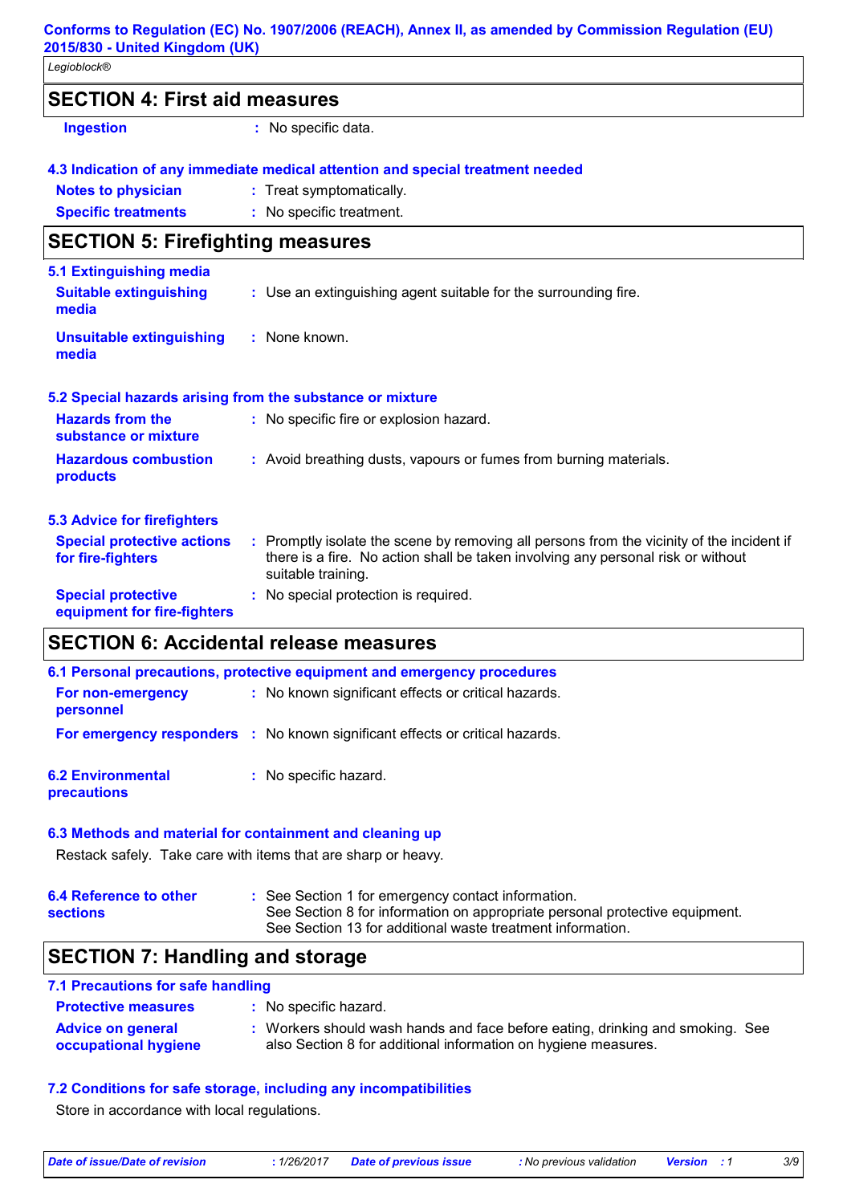## SECTION 4: First aid measures

| | |
|---|---|
| **Ingestion** | : No specific data. |

### 4.3 Indication of any immediate medical attention and special treatment needed

| | |
|---|---|
| **Notes to physician** | : Treat symptomatically. |
| **Specific treatments** | : No specific treatment. |

## SECTION 5: Firefighting measures

### 5.1 Extinguishing media

| | |
|---|---|
| **Suitable extinguishing media** | : Use an extinguishing agent suitable for the surrounding fire. |
| **Unsuitable extinguishing media** | : None known. |

### 5.2 Special hazards arising from the substance or mixture

| | |
|---|---|
| **Hazards from the substance or mixture** | : No specific fire or explosion hazard. |
| **Hazardous combustion products** | : Avoid breathing dusts, vapours or fumes from burning materials. |

### 5.3 Advice for firefighters

| | |
|---|---|
| **Special protective actions for fire-fighters** | : Promptly isolate the scene by removing all persons from the vicinity of the incident if there is a fire. No action shall be taken involving any personal risk or without suitable training. |
| **Special protective equipment for fire-fighters** | : No special protection is required. |

## SECTION 6: Accidental release measures

### 6.1 Personal precautions, protective equipment and emergency procedures

| | |
|---|---|
| **For non-emergency personnel** | : No known significant effects or critical hazards. |
| **For emergency responders** | : No known significant effects or critical hazards. |

| | |
|---|---|
| **6.2 Environmental precautions** | : No specific hazard. |

### 6.3 Methods and material for containment and cleaning up

Restack safely. Take care with items that are sharp or heavy.

| | |
|---|---|
| **6.4 Reference to other sections** | : See Section 1 for emergency contact information.<br>See Section 8 for information on appropriate personal protective equipment.<br>See Section 13 for additional waste treatment information. |

## SECTION 7: Handling and storage

### 7.1 Precautions for safe handling

| | |
|---|---|
| **Protective measures** | : No specific hazard. |
| **Advice on general occupational hygiene** | : Workers should wash hands and face before eating, drinking and smoking. See also Section 8 for additional information on hygiene measures. |

### 7.2 Conditions for safe storage, including any incompatibilities

Store in accordance with local regulations.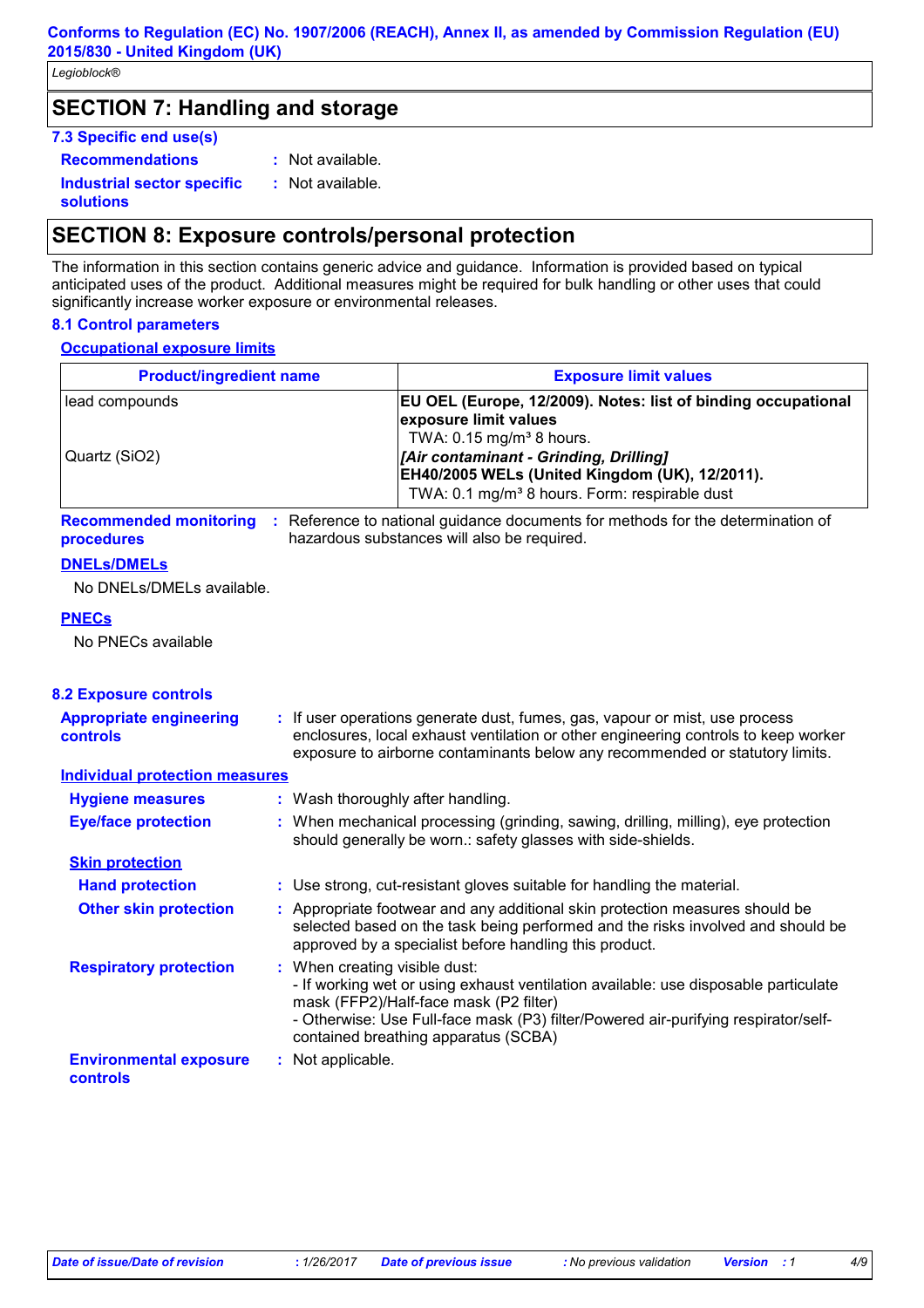## SECTION 7: Handling and storage

### 7.3 Specific end use(s)

**Recommendations** : Not available.

**Industrial sector specific solutions** : Not available.

## SECTION 8: Exposure controls/personal protection

The information in this section contains generic advice and guidance. Information is provided based on typical anticipated uses of the product. Additional measures might be required for bulk handling or other uses that could significantly increase worker exposure or environmental releases.

### 8.1 Control parameters

**Occupational exposure limits**

| Product/ingredient name | Exposure limit values |
|---|---|
| lead compounds | **EU OEL (Europe, 12/2009). Notes: list of binding occupational exposure limit values** TWA: 0.15 mg/m³ 8 hours. |
| Quartz (SiO2) | ***[Air contaminant - Grinding, Drilling]*** **EH40/2005 WELs (United Kingdom (UK), 12/2011).** TWA: 0.1 mg/m³ 8 hours. Form: respirable dust |

**Recommended monitoring procedures** : Reference to national guidance documents for methods for the determination of hazardous substances will also be required.

**DNELs/DMELs**

No DNELs/DMELs available.

**PNECs**

No PNECs available

### 8.2 Exposure controls

**Appropriate engineering controls** : If user operations generate dust, fumes, gas, vapour or mist, use process enclosures, local exhaust ventilation or other engineering controls to keep worker exposure to airborne contaminants below any recommended or statutory limits.

**Individual protection measures**

**Hygiene measures** : Wash thoroughly after handling.

**Eye/face protection** : When mechanical processing (grinding, sawing, drilling, milling), eye protection should generally be worn.: safety glasses with side-shields.

**Skin protection**

**Hand protection** : Use strong, cut-resistant gloves suitable for handling the material.

**Other skin protection** : Appropriate footwear and any additional skin protection measures should be selected based on the task being performed and the risks involved and should be approved by a specialist before handling this product.

**Respiratory protection** : When creating visible dust:
- If working wet or using exhaust ventilation available: use disposable particulate mask (FFP2)/Half-face mask (P2 filter)
- Otherwise: Use Full-face mask (P3) filter/Powered air-purifying respirator/self-contained breathing apparatus (SCBA)

**Environmental exposure controls** : Not applicable.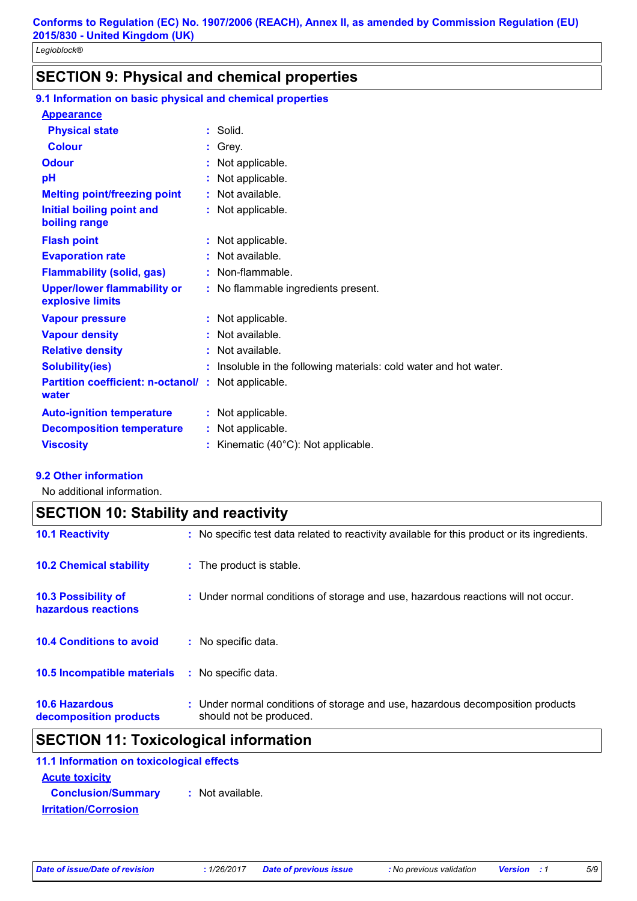## SECTION 9: Physical and chemical properties

### 9.1 Information on basic physical and chemical properties

**Appearance**

| | |
|---|---|
| **Physical state** | : Solid. |
| **Colour** | : Grey. |
| **Odour** | : Not applicable. |
| **pH** | : Not applicable. |
| **Melting point/freezing point** | : Not available. |
| **Initial boiling point and boiling range** | : Not applicable. |
| **Flash point** | : Not applicable. |
| **Evaporation rate** | : Not available. |
| **Flammability (solid, gas)** | : Non-flammable. |
| **Upper/lower flammability or explosive limits** | : No flammable ingredients present. |
| **Vapour pressure** | : Not applicable. |
| **Vapour density** | : Not available. |
| **Relative density** | : Not available. |
| **Solubility(ies)** | : Insoluble in the following materials: cold water and hot water. |
| **Partition coefficient: n-octanol/water** | : Not applicable. |
| **Auto-ignition temperature** | : Not applicable. |
| **Decomposition temperature** | : Not applicable. |
| **Viscosity** | : Kinematic (40°C): Not applicable. |

### 9.2 Other information

No additional information.

## SECTION 10: Stability and reactivity

| | |
|---|---|
| **10.1 Reactivity** | : No specific test data related to reactivity available for this product or its ingredients. |
| **10.2 Chemical stability** | : The product is stable. |
| **10.3 Possibility of hazardous reactions** | : Under normal conditions of storage and use, hazardous reactions will not occur. |
| **10.4 Conditions to avoid** | : No specific data. |
| **10.5 Incompatible materials** | : No specific data. |
| **10.6 Hazardous decomposition products** | : Under normal conditions of storage and use, hazardous decomposition products should not be produced. |

## SECTION 11: Toxicological information

### 11.1 Information on toxicological effects

**Acute toxicity**

**Conclusion/Summary** : Not available.

**Irritation/Corrosion**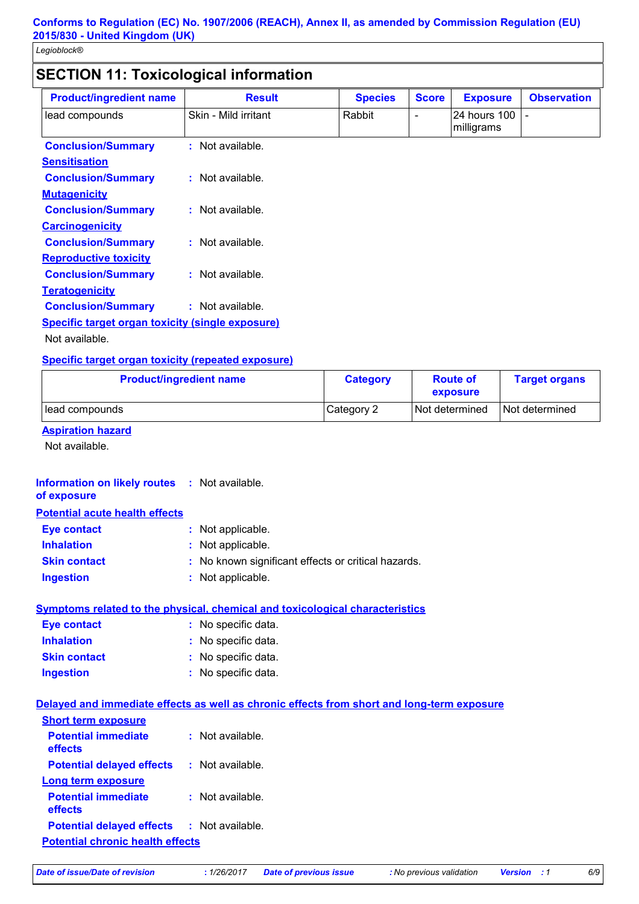## SECTION 11: Toxicological information

| Product/ingredient name | Result | Species | Score | Exposure | Observation |
|---|---|---|---|---|---|
| lead compounds | Skin - Mild irritant | Rabbit | - | 24 hours 100 milligrams | - |

**Conclusion/Summary** : Not available.

**Sensitisation**

**Conclusion/Summary** : Not available.

**Mutagenicity**

**Conclusion/Summary** : Not available.

**Carcinogenicity**

**Conclusion/Summary** : Not available.

**Reproductive toxicity**

**Conclusion/Summary** : Not available.

**Teratogenicity**

**Conclusion/Summary** : Not available.

**Specific target organ toxicity (single exposure)**

Not available.

**Specific target organ toxicity (repeated exposure)**

| Product/ingredient name | Category | Route of exposure | Target organs |
|---|---|---|---|
| lead compounds | Category 2 | Not determined | Not determined |

**Aspiration hazard**

Not available.

**Information on likely routes of exposure** : Not available.

**Potential acute health effects**

**Eye contact** : Not applicable.

**Inhalation** : Not applicable.

**Skin contact** : No known significant effects or critical hazards.

**Ingestion** : Not applicable.

**Symptoms related to the physical, chemical and toxicological characteristics**

**Eye contact** : No specific data.

**Inhalation** : No specific data.

**Skin contact** : No specific data.

**Ingestion** : No specific data.

**Delayed and immediate effects as well as chronic effects from short and long-term exposure**

**Short term exposure**

**Potential immediate effects** : Not available.

**Potential delayed effects** : Not available.

**Long term exposure**

**Potential immediate effects** : Not available.

**Potential delayed effects** : Not available.

**Potential chronic health effects**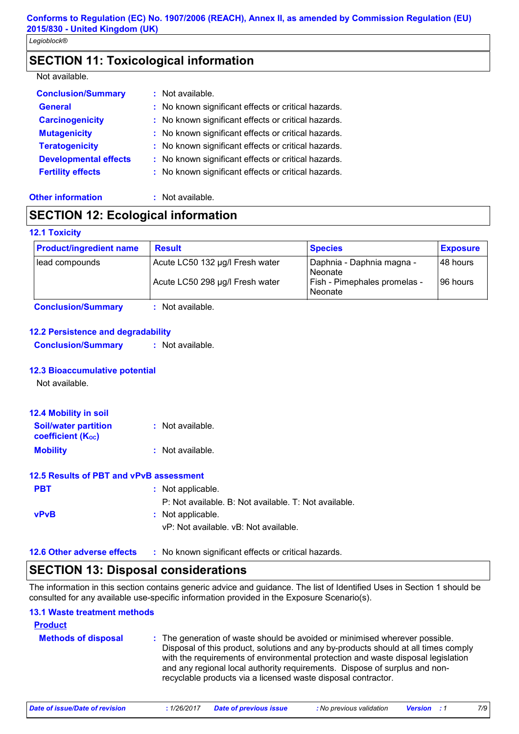## SECTION 11: Toxicological information

Not available.

**Conclusion/Summary** : Not available.

**General** : No known significant effects or critical hazards.

**Carcinogenicity** : No known significant effects or critical hazards.

**Mutagenicity** : No known significant effects or critical hazards.

**Teratogenicity** : No known significant effects or critical hazards.

**Developmental effects** : No known significant effects or critical hazards.

**Fertility effects** : No known significant effects or critical hazards.

**Other information** : Not available.

## SECTION 12: Ecological information

### 12.1 Toxicity

| Product/ingredient name | Result | Species | Exposure |
|---|---|---|---|
| lead compounds | Acute LC50 132 µg/l Fresh water | Daphnia - Daphnia magna - Neonate | 48 hours |
| | Acute LC50 298 µg/l Fresh water | Fish - Pimephales promelas - Neonate | 96 hours |

**Conclusion/Summary** : Not available.

### 12.2 Persistence and degradability

**Conclusion/Summary** : Not available.

### 12.3 Bioaccumulative potential

Not available.

### 12.4 Mobility in soil

**Soil/water partition coefficient ($K_{OC}$)** : Not available.

**Mobility** : Not available.

### 12.5 Results of PBT and vPvB assessment

**PBT** : Not applicable.
P: Not available. B: Not available. T: Not available.

**vPvB** : Not applicable.
vP: Not available. vB: Not available.

**12.6 Other adverse effects** : No known significant effects or critical hazards.

## SECTION 13: Disposal considerations

The information in this section contains generic advice and guidance. The list of Identified Uses in Section 1 should be consulted for any available use-specific information provided in the Exposure Scenario(s).

### 13.1 Waste treatment methods

**Product**

**Methods of disposal** : The generation of waste should be avoided or minimised wherever possible. Disposal of this product, solutions and any by-products should at all times comply with the requirements of environmental protection and waste disposal legislation and any regional local authority requirements. Dispose of surplus and non-recyclable products via a licensed waste disposal contractor.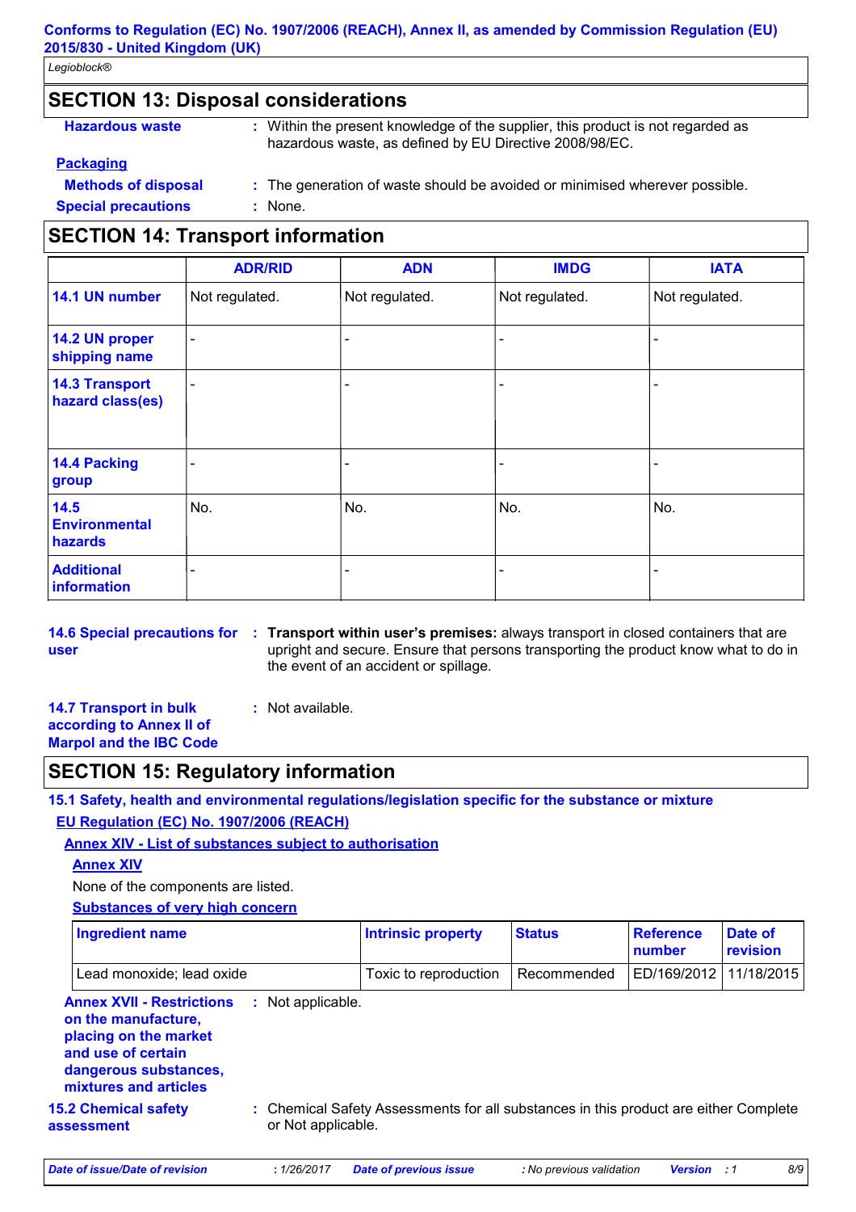## SECTION 13: Disposal considerations

**Hazardous waste** : Within the present knowledge of the supplier, this product is not regarded as hazardous waste, as defined by EU Directive 2008/98/EC.

**Packaging**

**Methods of disposal** : The generation of waste should be avoided or minimised wherever possible.

**Special precautions** : None.

## SECTION 14: Transport information

| | ADR/RID | ADN | IMDG | IATA |
|---|---|---|---|---|
| **14.1 UN number** | Not regulated. | Not regulated. | Not regulated. | Not regulated. |
| **14.2 UN proper shipping name** | - | - | - | - |
| **14.3 Transport hazard class(es)** | - | - | - | - |
| **14.4 Packing group** | - | - | - | - |
| **14.5 Environmental hazards** | No. | No. | No. | No. |
| **Additional information** | - | - | - | - |

**14.6 Special precautions for user** : **Transport within user's premises:** always transport in closed containers that are upright and secure. Ensure that persons transporting the product know what to do in the event of an accident or spillage.

**14.7 Transport in bulk according to Annex II of Marpol and the IBC Code** : Not available.

## SECTION 15: Regulatory information

**15.1 Safety, health and environmental regulations/legislation specific for the substance or mixture**

**EU Regulation (EC) No. 1907/2006 (REACH)**

**Annex XIV - List of substances subject to authorisation**

**Annex XIV**

None of the components are listed.

**Substances of very high concern**

| Ingredient name | Intrinsic property | Status | Reference number | Date of revision |
|---|---|---|---|---|
| Lead monoxide; lead oxide | Toxic to reproduction | Recommended | ED/169/2012 | 11/18/2015 |

**Annex XVII - Restrictions on the manufacture, placing on the market and use of certain dangerous substances, mixtures and articles** : Not applicable.

**15.2 Chemical safety assessment** : Chemical Safety Assessments for all substances in this product are either Complete or Not applicable.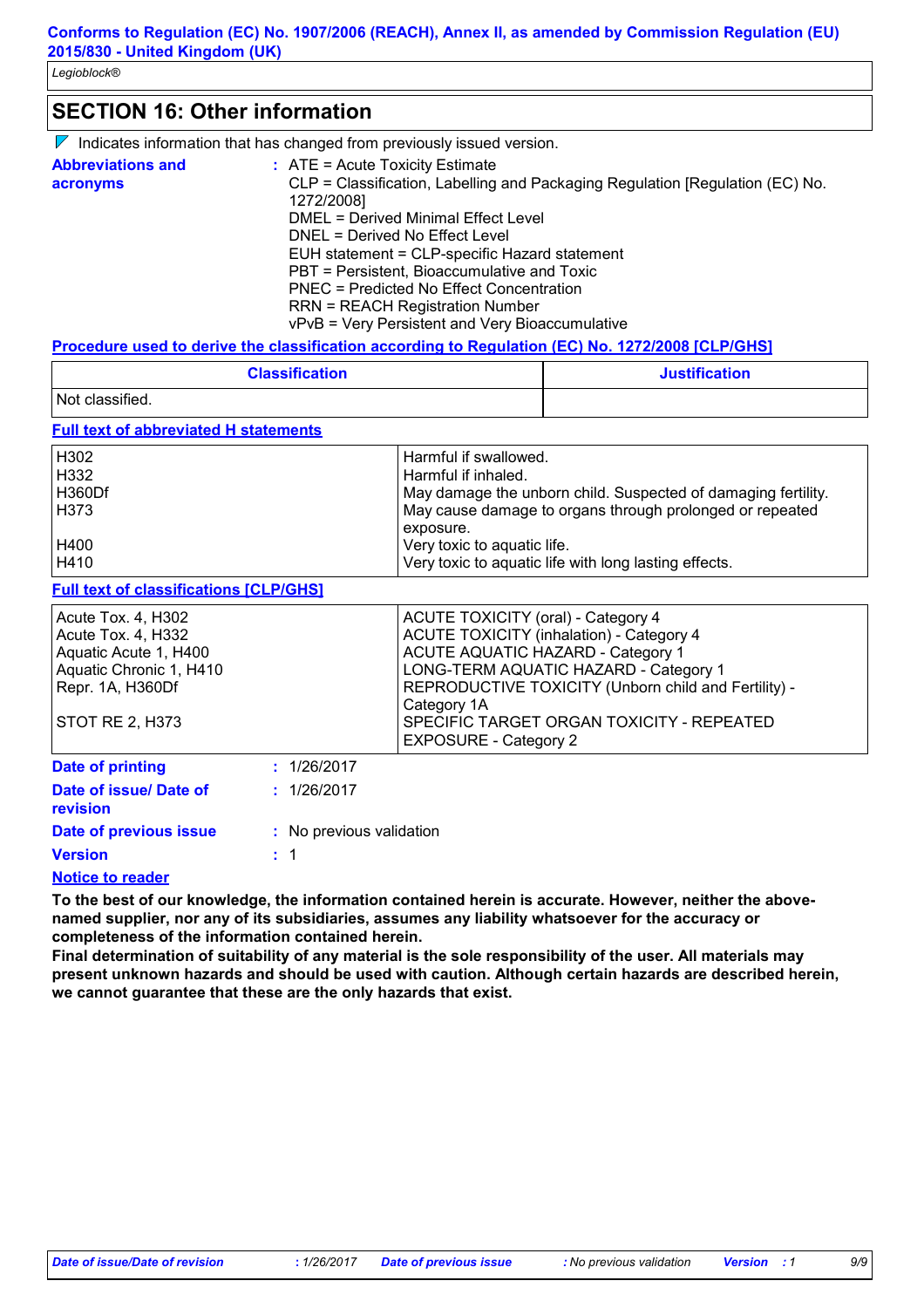**Conforms to Regulation (EC) No. 1907/2006 (REACH), Annex II, as amended by Commission Regulation (EU) 2015/830 - United Kingdom (UK)**

*Legioblock®*

## SECTION 16: Other information

Indicates information that has changed from previously issued version.

**Abbreviations and acronyms** : ATE = Acute Toxicity Estimate
CLP = Classification, Labelling and Packaging Regulation [Regulation (EC) No. 1272/2008]
DMEL = Derived Minimal Effect Level
DNEL = Derived No Effect Level
EUH statement = CLP-specific Hazard statement
PBT = Persistent, Bioaccumulative and Toxic
PNEC = Predicted No Effect Concentration
RRN = REACH Registration Number
vPvB = Very Persistent and Very Bioaccumulative

**Procedure used to derive the classification according to Regulation (EC) No. 1272/2008 [CLP/GHS]**

| Classification | Justification |
|---|---|
| Not classified. | |

**Full text of abbreviated H statements**

| | |
|---|---|
| H302 | Harmful if swallowed. |
| H332 | Harmful if inhaled. |
| H360Df | May damage the unborn child. Suspected of damaging fertility. |
| H373 | May cause damage to organs through prolonged or repeated exposure. |
| H400 | Very toxic to aquatic life. |
| H410 | Very toxic to aquatic life with long lasting effects. |

**Full text of classifications [CLP/GHS]**

| | |
|---|---|
| Acute Tox. 4, H302 | ACUTE TOXICITY (oral) - Category 4 |
| Acute Tox. 4, H332 | ACUTE TOXICITY (inhalation) - Category 4 |
| Aquatic Acute 1, H400 | ACUTE AQUATIC HAZARD - Category 1 |
| Aquatic Chronic 1, H410 | LONG-TERM AQUATIC HAZARD - Category 1 |
| Repr. 1A, H360Df | REPRODUCTIVE TOXICITY (Unborn child and Fertility) - Category 1A |
| STOT RE 2, H373 | SPECIFIC TARGET ORGAN TOXICITY - REPEATED EXPOSURE - Category 2 |

**Date of printing** : 1/26/2017

**Date of issue/ Date of revision** : 1/26/2017

**Date of previous issue** : No previous validation

**Version** : 1

**Notice to reader**

**To the best of our knowledge, the information contained herein is accurate. However, neither the above-named supplier, nor any of its subsidiaries, assumes any liability whatsoever for the accuracy or completeness of the information contained herein.**

**Final determination of suitability of any material is the sole responsibility of the user. All materials may present unknown hazards and should be used with caution. Although certain hazards are described herein, we cannot guarantee that these are the only hazards that exist.**